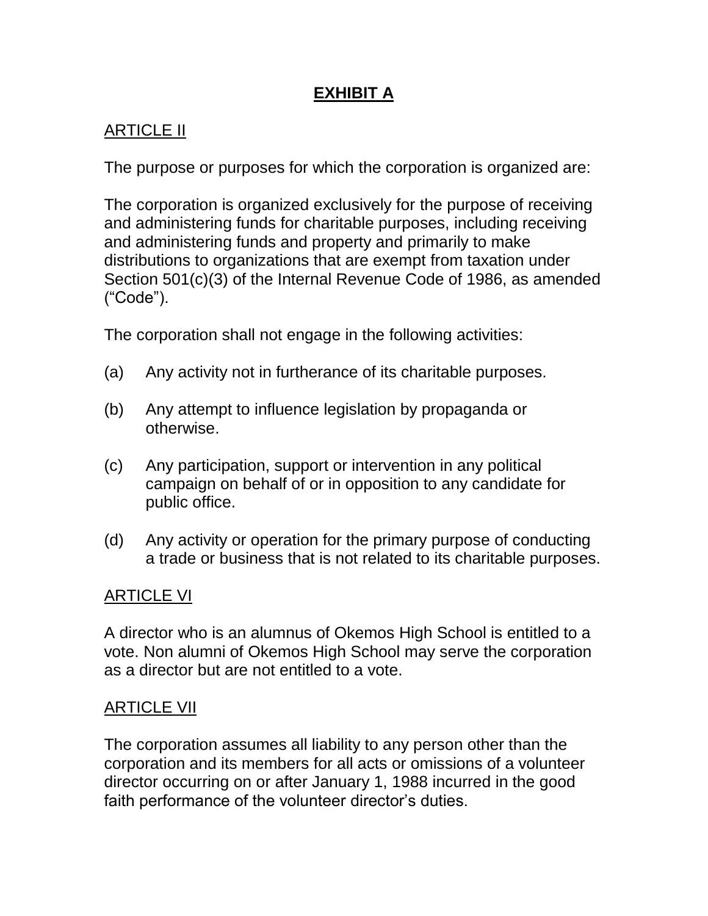# EXHIBIT A

## ARTICLE II

The purpose or purposes for which the corporation is organized are:

The corporation is organized exclusively for the purpose of receiving and administering funds for charitable purposes, including receiving and administering funds and property and primarily to make distributions to organizations that are exempt from taxation under Section 501(c)(3) of the Internal Revenue Code of 1986, as amended ("Code").

The corporation shall not engage in the following activities:

(a) Any activity not in furtherance of its charitable purposes.

(b) Any attempt to influence legislation by propaganda or otherwise.

(c) Any participation, support or intervention in any political campaign on behalf of or in opposition to any candidate for public office.

(d) Any activity or operation for the primary purpose of conducting a trade or business that is not related to its charitable purposes.

## ARTICLE VI

A director who is an alumnus of Okemos High School is entitled to a vote. Non alumni of Okemos High School may serve the corporation as a director but are not entitled to a vote.

## ARTICLE VII

The corporation assumes all liability to any person other than the corporation and its members for all acts or omissions of a volunteer director occurring on or after January 1, 1988 incurred in the good faith performance of the volunteer director's duties.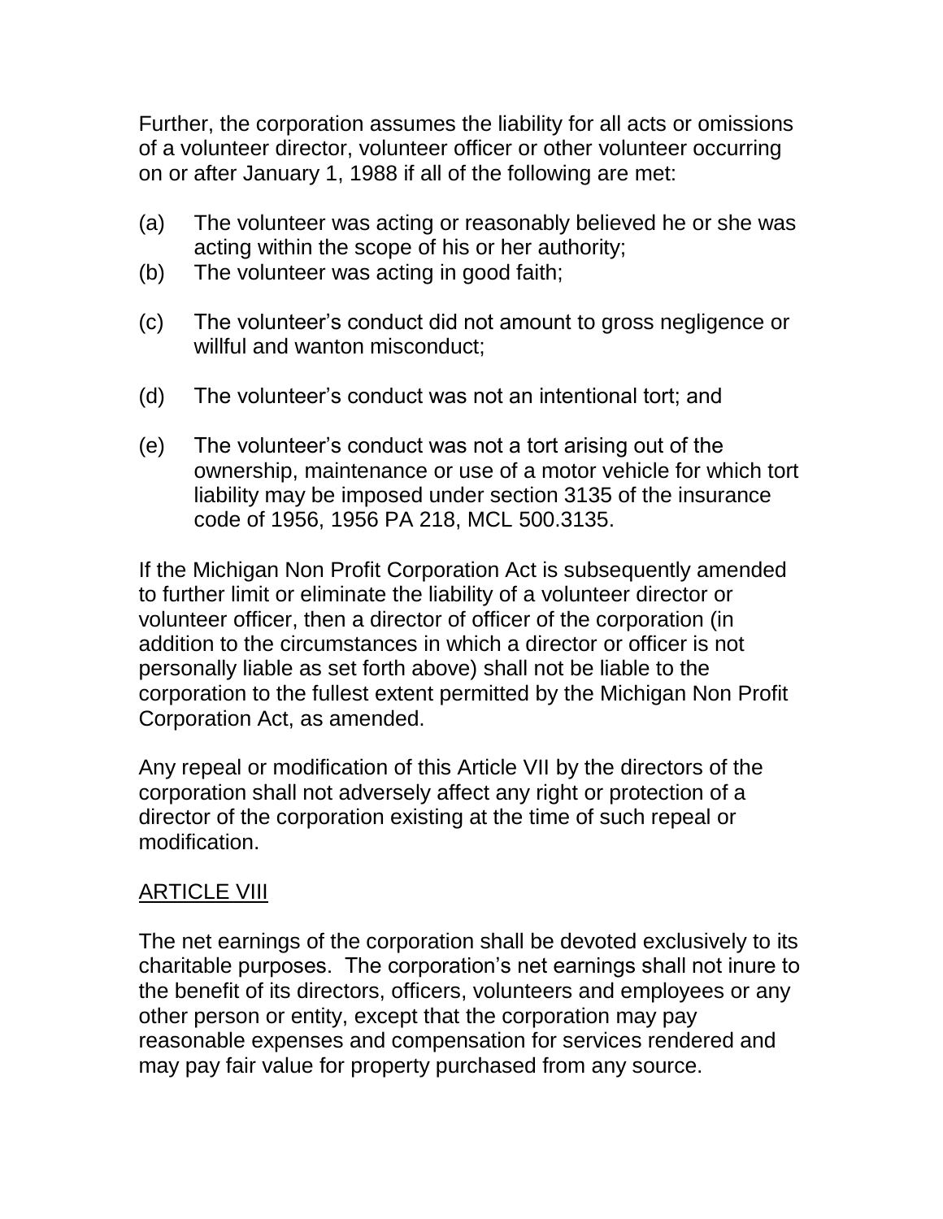Further, the corporation assumes the liability for all acts or omissions of a volunteer director, volunteer officer or other volunteer occurring on or after January 1, 1988 if all of the following are met:

(a) The volunteer was acting or reasonably believed he or she was acting within the scope of his or her authority;

(b) The volunteer was acting in good faith;

(c) The volunteer's conduct did not amount to gross negligence or willful and wanton misconduct;

(d) The volunteer's conduct was not an intentional tort; and

(e) The volunteer's conduct was not a tort arising out of the ownership, maintenance or use of a motor vehicle for which tort liability may be imposed under section 3135 of the insurance code of 1956, 1956 PA 218, MCL 500.3135.

If the Michigan Non Profit Corporation Act is subsequently amended to further limit or eliminate the liability of a volunteer director or volunteer officer, then a director of officer of the corporation (in addition to the circumstances in which a director or officer is not personally liable as set forth above) shall not be liable to the corporation to the fullest extent permitted by the Michigan Non Profit Corporation Act, as amended.

Any repeal or modification of this Article VII by the directors of the corporation shall not adversely affect any right or protection of a director of the corporation existing at the time of such repeal or modification.

## ARTICLE VIII

The net earnings of the corporation shall be devoted exclusively to its charitable purposes. The corporation's net earnings shall not inure to the benefit of its directors, officers, volunteers and employees or any other person or entity, except that the corporation may pay reasonable expenses and compensation for services rendered and may pay fair value for property purchased from any source.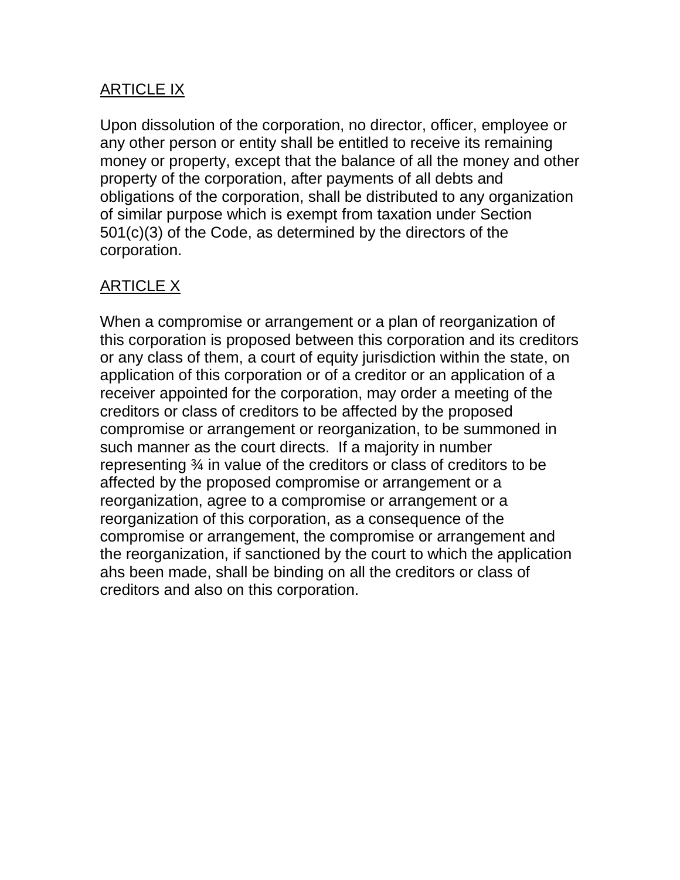## ARTICLE IX

Upon dissolution of the corporation, no director, officer, employee or any other person or entity shall be entitled to receive its remaining money or property, except that the balance of all the money and other property of the corporation, after payments of all debts and obligations of the corporation, shall be distributed to any organization of similar purpose which is exempt from taxation under Section 501(c)(3) of the Code, as determined by the directors of the corporation.

## ARTICLE X

When a compromise or arrangement or a plan of reorganization of this corporation is proposed between this corporation and its creditors or any class of them, a court of equity jurisdiction within the state, on application of this corporation or of a creditor or an application of a receiver appointed for the corporation, may order a meeting of the creditors or class of creditors to be affected by the proposed compromise or arrangement or reorganization, to be summoned in such manner as the court directs. If a majority in number representing ¾ in value of the creditors or class of creditors to be affected by the proposed compromise or arrangement or a reorganization, agree to a compromise or arrangement or a reorganization of this corporation, as a consequence of the compromise or arrangement, the compromise or arrangement and the reorganization, if sanctioned by the court to which the application ahs been made, shall be binding on all the creditors or class of creditors and also on this corporation.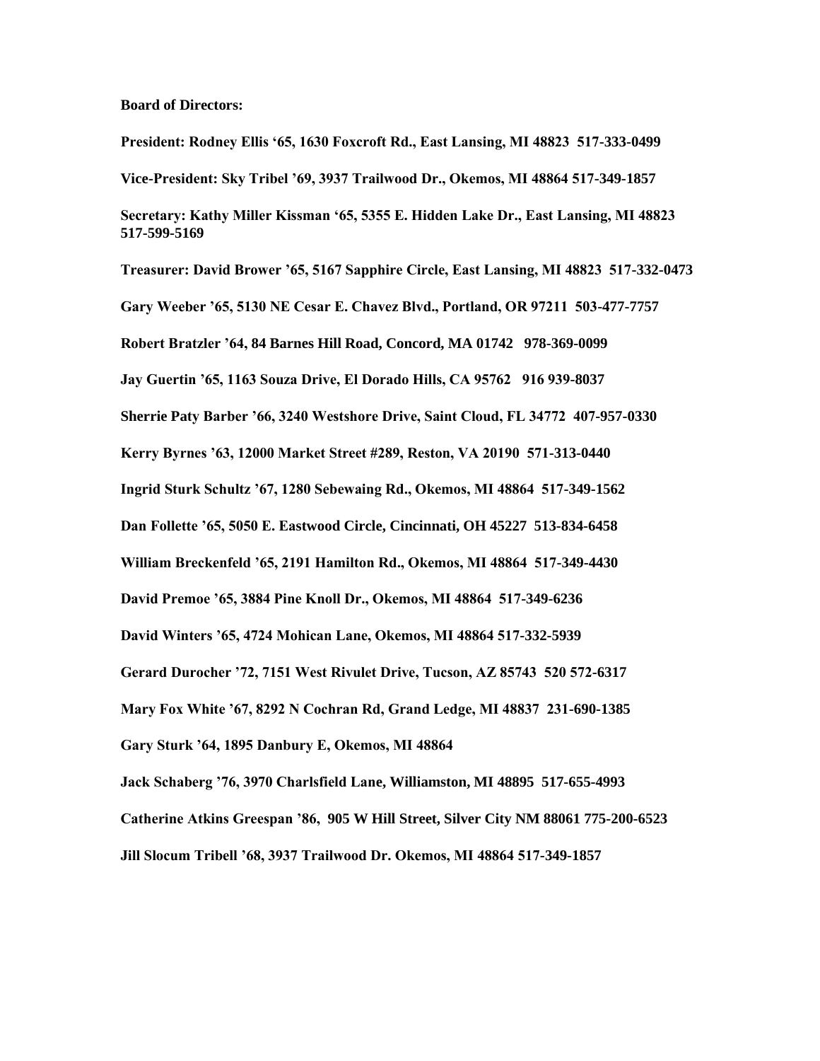**Board of Directors:**

**President: Rodney Ellis '65, 1630 Foxcroft Rd., East Lansing, MI 48823 517-333-0499**

**Vice-President: Sky Tribel '69, 3937 Trailwood Dr., Okemos, MI 48864 517-349-1857**

**Secretary: Kathy Miller Kissman '65, 5355 E. Hidden Lake Dr., East Lansing, MI 48823 517-599-5169**

**Treasurer: David Brower '65, 5167 Sapphire Circle, East Lansing, MI 48823 517-332-0473**

**Gary Weeber '65, 5130 NE Cesar E. Chavez Blvd., Portland, OR 97211 503-477-7757**

**Robert Bratzler '64, 84 Barnes Hill Road, Concord, MA 01742 978-369-0099**

**Jay Guertin '65, 1163 Souza Drive, El Dorado Hills, CA 95762 916 939-8037**

**Sherrie Paty Barber '66, 3240 Westshore Drive, Saint Cloud, FL 34772 407-957-0330**

**Kerry Byrnes '63, 12000 Market Street #289, Reston, VA 20190 571-313-0440**

**Ingrid Sturk Schultz '67, 1280 Sebewaing Rd., Okemos, MI 48864 517-349-1562**

**Dan Follette '65, 5050 E. Eastwood Circle, Cincinnati, OH 45227 513-834-6458**

**William Breckenfeld '65, 2191 Hamilton Rd., Okemos, MI 48864 517-349-4430**

**David Premoe '65, 3884 Pine Knoll Dr., Okemos, MI 48864 517-349-6236**

**David Winters '65, 4724 Mohican Lane, Okemos, MI 48864 517-332-5939**

**Gerard Durocher '72, 7151 West Rivulet Drive, Tucson, AZ 85743 520 572-6317**

**Mary Fox White '67, 8292 N Cochran Rd, Grand Ledge, MI 48837 231-690-1385**

**Gary Sturk '64, 1895 Danbury E, Okemos, MI 48864**

**Jack Schaberg '76, 3970 Charlsfield Lane, Williamston, MI 48895 517-655-4993**

**Catherine Atkins Greespan '86, 905 W Hill Street, Silver City NM 88061 775-200-6523**

**Jill Slocum Tribell '68, 3937 Trailwood Dr. Okemos, MI 48864 517-349-1857**